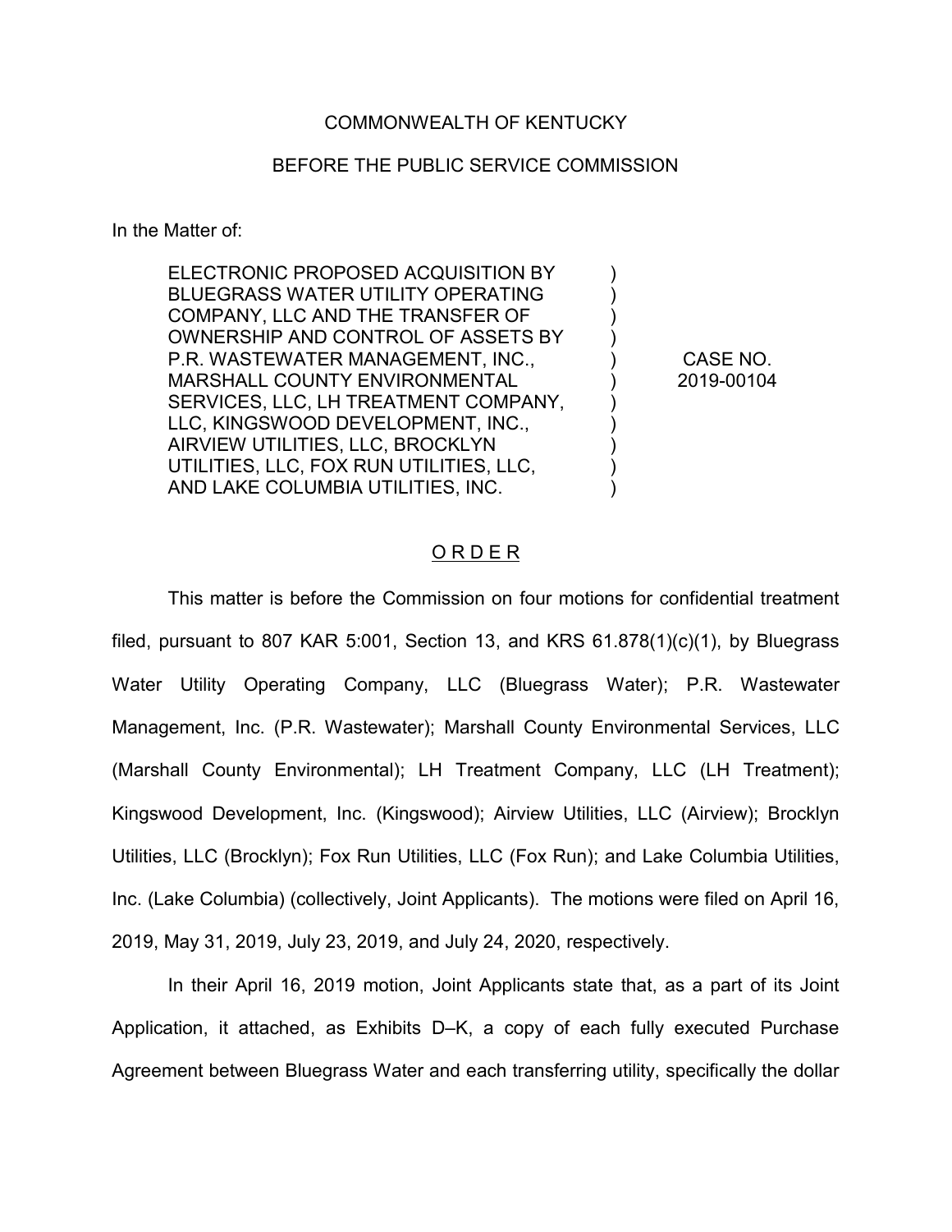COMMONWEALTH OF KENTUCKY

BEFORE THE PUBLIC SERVICE COMMISSION

In the Matter of:

| | | |
|---|---|---|
| ELECTRONIC PROPOSED ACQUISITION BY BLUEGRASS WATER UTILITY OPERATING COMPANY, LLC AND THE TRANSFER OF OWNERSHIP AND CONTROL OF ASSETS BY P.R. WASTEWATER MANAGEMENT, INC., MARSHALL COUNTY ENVIRONMENTAL SERVICES, LLC, LH TREATMENT COMPANY, LLC, KINGSWOOD DEVELOPMENT, INC., AIRVIEW UTILITIES, LLC, BROCKLYN UTILITIES, LLC, FOX RUN UTILITIES, LLC, AND LAKE COLUMBIA UTILITIES, INC. | ) | CASE NO. 2019-00104 |

ORDER

This matter is before the Commission on four motions for confidential treatment filed, pursuant to 807 KAR 5:001, Section 13, and KRS 61.878(1)(c)(1), by Bluegrass Water Utility Operating Company, LLC (Bluegrass Water); P.R. Wastewater Management, Inc. (P.R. Wastewater); Marshall County Environmental Services, LLC (Marshall County Environmental); LH Treatment Company, LLC (LH Treatment); Kingswood Development, Inc. (Kingswood); Airview Utilities, LLC (Airview); Brocklyn Utilities, LLC (Brocklyn); Fox Run Utilities, LLC (Fox Run); and Lake Columbia Utilities, Inc. (Lake Columbia) (collectively, Joint Applicants). The motions were filed on April 16, 2019, May 31, 2019, July 23, 2019, and July 24, 2020, respectively.

In their April 16, 2019 motion, Joint Applicants state that, as a part of its Joint Application, it attached, as Exhibits D–K, a copy of each fully executed Purchase Agreement between Bluegrass Water and each transferring utility, specifically the dollar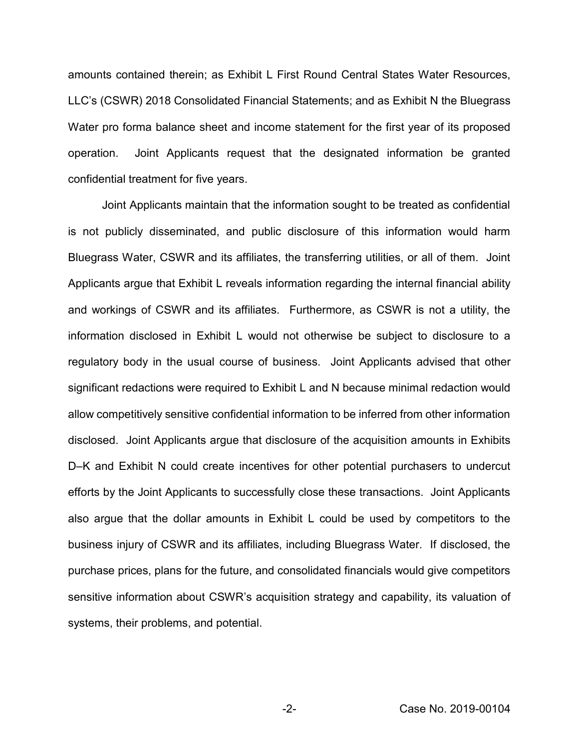amounts contained therein; as Exhibit L First Round Central States Water Resources, LLC's (CSWR) 2018 Consolidated Financial Statements; and as Exhibit N the Bluegrass Water pro forma balance sheet and income statement for the first year of its proposed operation. Joint Applicants request that the designated information be granted confidential treatment for five years.

Joint Applicants maintain that the information sought to be treated as confidential is not publicly disseminated, and public disclosure of this information would harm Bluegrass Water, CSWR and its affiliates, the transferring utilities, or all of them. Joint Applicants argue that Exhibit L reveals information regarding the internal financial ability and workings of CSWR and its affiliates. Furthermore, as CSWR is not a utility, the information disclosed in Exhibit L would not otherwise be subject to disclosure to a regulatory body in the usual course of business. Joint Applicants advised that other significant redactions were required to Exhibit L and N because minimal redaction would allow competitively sensitive confidential information to be inferred from other information disclosed. Joint Applicants argue that disclosure of the acquisition amounts in Exhibits D–K and Exhibit N could create incentives for other potential purchasers to undercut efforts by the Joint Applicants to successfully close these transactions. Joint Applicants also argue that the dollar amounts in Exhibit L could be used by competitors to the business injury of CSWR and its affiliates, including Bluegrass Water. If disclosed, the purchase prices, plans for the future, and consolidated financials would give competitors sensitive information about CSWR's acquisition strategy and capability, its valuation of systems, their problems, and potential.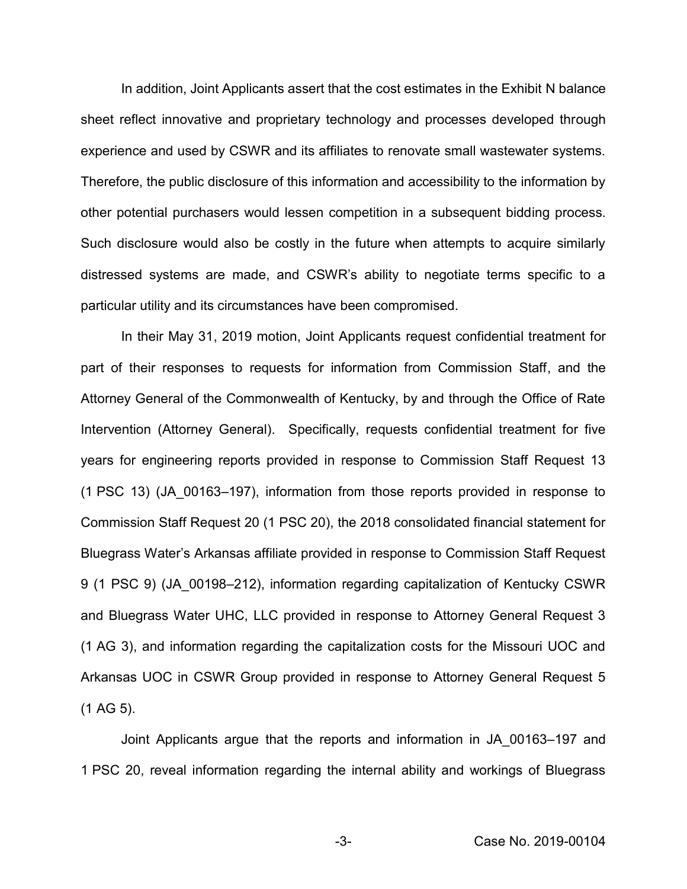In addition, Joint Applicants assert that the cost estimates in the Exhibit N balance sheet reflect innovative and proprietary technology and processes developed through experience and used by CSWR and its affiliates to renovate small wastewater systems. Therefore, the public disclosure of this information and accessibility to the information by other potential purchasers would lessen competition in a subsequent bidding process. Such disclosure would also be costly in the future when attempts to acquire similarly distressed systems are made, and CSWR's ability to negotiate terms specific to a particular utility and its circumstances have been compromised.

In their May 31, 2019 motion, Joint Applicants request confidential treatment for part of their responses to requests for information from Commission Staff, and the Attorney General of the Commonwealth of Kentucky, by and through the Office of Rate Intervention (Attorney General). Specifically, requests confidential treatment for five years for engineering reports provided in response to Commission Staff Request 13 (1 PSC 13) (JA_00163–197), information from those reports provided in response to Commission Staff Request 20 (1 PSC 20), the 2018 consolidated financial statement for Bluegrass Water's Arkansas affiliate provided in response to Commission Staff Request 9 (1 PSC 9) (JA_00198–212), information regarding capitalization of Kentucky CSWR and Bluegrass Water UHC, LLC provided in response to Attorney General Request 3 (1 AG 3), and information regarding the capitalization costs for the Missouri UOC and Arkansas UOC in CSWR Group provided in response to Attorney General Request 5 (1 AG 5).

Joint Applicants argue that the reports and information in JA_00163–197 and 1 PSC 20, reveal information regarding the internal ability and workings of Bluegrass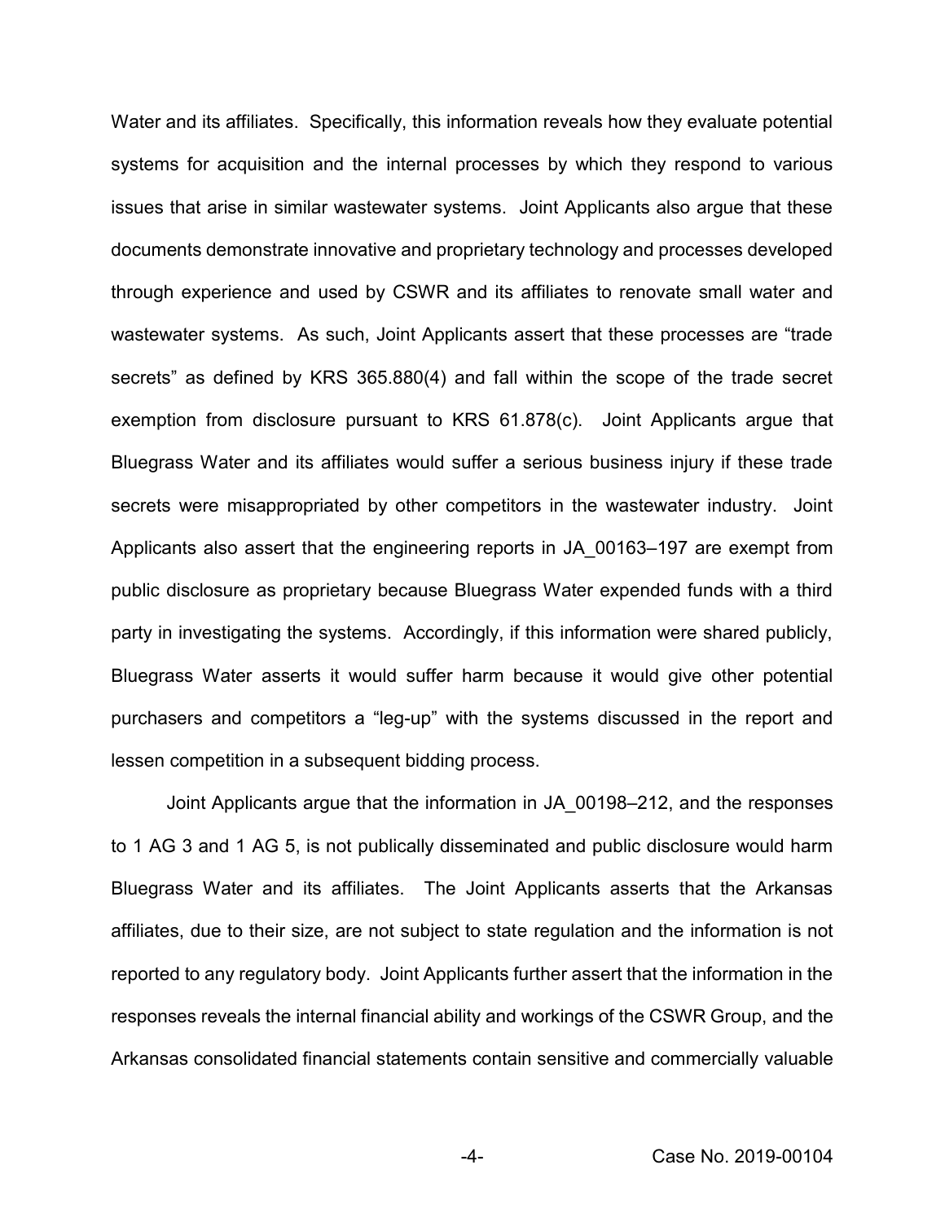Water and its affiliates. Specifically, this information reveals how they evaluate potential systems for acquisition and the internal processes by which they respond to various issues that arise in similar wastewater systems. Joint Applicants also argue that these documents demonstrate innovative and proprietary technology and processes developed through experience and used by CSWR and its affiliates to renovate small water and wastewater systems. As such, Joint Applicants assert that these processes are "trade secrets" as defined by KRS 365.880(4) and fall within the scope of the trade secret exemption from disclosure pursuant to KRS 61.878(c). Joint Applicants argue that Bluegrass Water and its affiliates would suffer a serious business injury if these trade secrets were misappropriated by other competitors in the wastewater industry. Joint Applicants also assert that the engineering reports in JA_00163–197 are exempt from public disclosure as proprietary because Bluegrass Water expended funds with a third party in investigating the systems. Accordingly, if this information were shared publicly, Bluegrass Water asserts it would suffer harm because it would give other potential purchasers and competitors a "leg-up" with the systems discussed in the report and lessen competition in a subsequent bidding process.

Joint Applicants argue that the information in JA_00198–212, and the responses to 1 AG 3 and 1 AG 5, is not publically disseminated and public disclosure would harm Bluegrass Water and its affiliates. The Joint Applicants asserts that the Arkansas affiliates, due to their size, are not subject to state regulation and the information is not reported to any regulatory body. Joint Applicants further assert that the information in the responses reveals the internal financial ability and workings of the CSWR Group, and the Arkansas consolidated financial statements contain sensitive and commercially valuable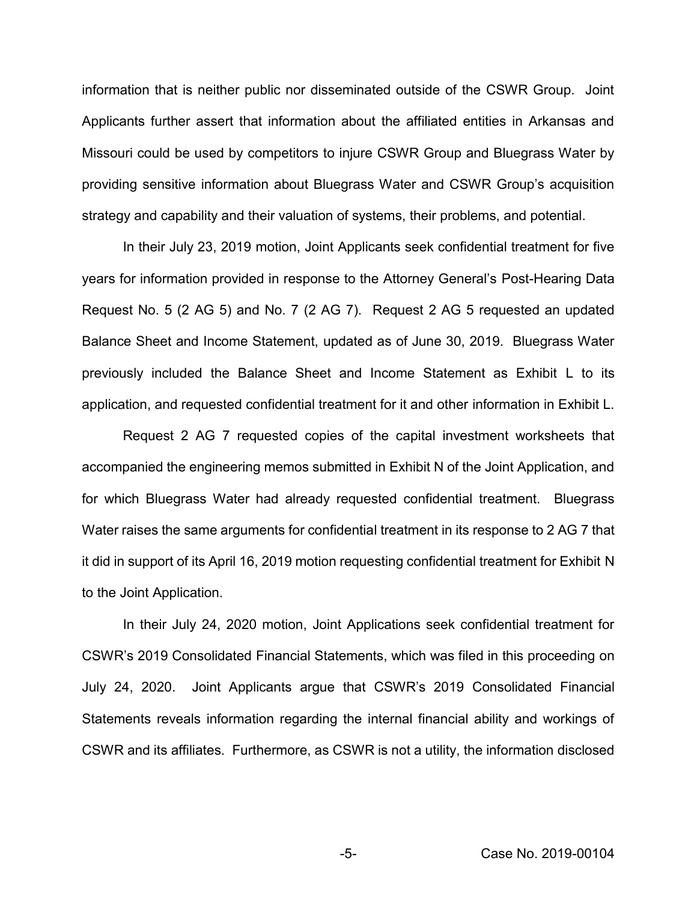information that is neither public nor disseminated outside of the CSWR Group. Joint Applicants further assert that information about the affiliated entities in Arkansas and Missouri could be used by competitors to injure CSWR Group and Bluegrass Water by providing sensitive information about Bluegrass Water and CSWR Group's acquisition strategy and capability and their valuation of systems, their problems, and potential.

In their July 23, 2019 motion, Joint Applicants seek confidential treatment for five years for information provided in response to the Attorney General's Post-Hearing Data Request No. 5 (2 AG 5) and No. 7 (2 AG 7). Request 2 AG 5 requested an updated Balance Sheet and Income Statement, updated as of June 30, 2019. Bluegrass Water previously included the Balance Sheet and Income Statement as Exhibit L to its application, and requested confidential treatment for it and other information in Exhibit L.

Request 2 AG 7 requested copies of the capital investment worksheets that accompanied the engineering memos submitted in Exhibit N of the Joint Application, and for which Bluegrass Water had already requested confidential treatment. Bluegrass Water raises the same arguments for confidential treatment in its response to 2 AG 7 that it did in support of its April 16, 2019 motion requesting confidential treatment for Exhibit N to the Joint Application.

In their July 24, 2020 motion, Joint Applications seek confidential treatment for CSWR's 2019 Consolidated Financial Statements, which was filed in this proceeding on July 24, 2020. Joint Applicants argue that CSWR's 2019 Consolidated Financial Statements reveals information regarding the internal financial ability and workings of CSWR and its affiliates. Furthermore, as CSWR is not a utility, the information disclosed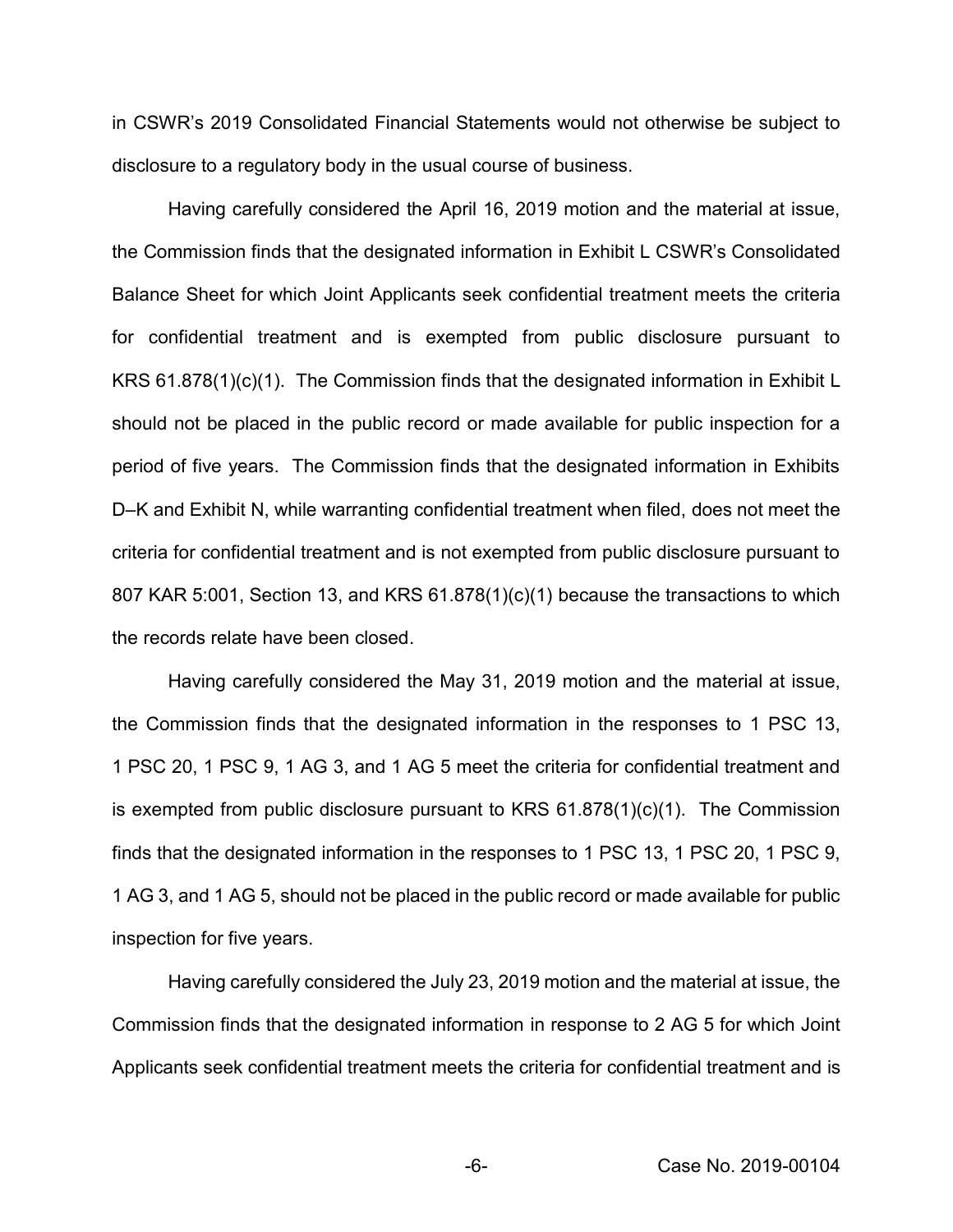in CSWR's 2019 Consolidated Financial Statements would not otherwise be subject to disclosure to a regulatory body in the usual course of business.

Having carefully considered the April 16, 2019 motion and the material at issue, the Commission finds that the designated information in Exhibit L CSWR's Consolidated Balance Sheet for which Joint Applicants seek confidential treatment meets the criteria for confidential treatment and is exempted from public disclosure pursuant to KRS 61.878(1)(c)(1). The Commission finds that the designated information in Exhibit L should not be placed in the public record or made available for public inspection for a period of five years. The Commission finds that the designated information in Exhibits D–K and Exhibit N, while warranting confidential treatment when filed, does not meet the criteria for confidential treatment and is not exempted from public disclosure pursuant to 807 KAR 5:001, Section 13, and KRS 61.878(1)(c)(1) because the transactions to which the records relate have been closed.

Having carefully considered the May 31, 2019 motion and the material at issue, the Commission finds that the designated information in the responses to 1 PSC 13, 1 PSC 20, 1 PSC 9, 1 AG 3, and 1 AG 5 meet the criteria for confidential treatment and is exempted from public disclosure pursuant to KRS 61.878(1)(c)(1). The Commission finds that the designated information in the responses to 1 PSC 13, 1 PSC 20, 1 PSC 9, 1 AG 3, and 1 AG 5, should not be placed in the public record or made available for public inspection for five years.

Having carefully considered the July 23, 2019 motion and the material at issue, the Commission finds that the designated information in response to 2 AG 5 for which Joint Applicants seek confidential treatment meets the criteria for confidential treatment and is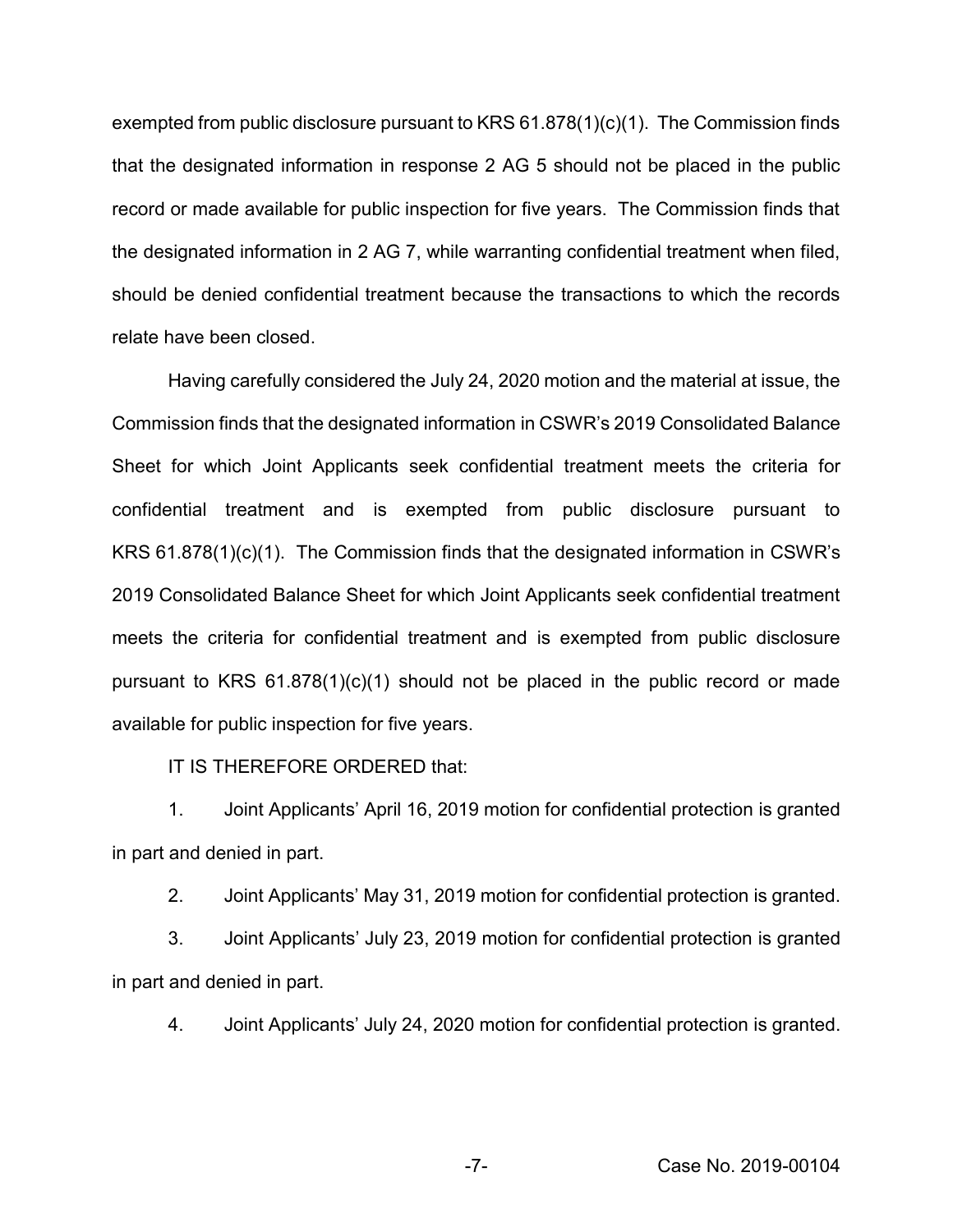exempted from public disclosure pursuant to KRS 61.878(1)(c)(1). The Commission finds that the designated information in response 2 AG 5 should not be placed in the public record or made available for public inspection for five years. The Commission finds that the designated information in 2 AG 7, while warranting confidential treatment when filed, should be denied confidential treatment because the transactions to which the records relate have been closed.

Having carefully considered the July 24, 2020 motion and the material at issue, the Commission finds that the designated information in CSWR's 2019 Consolidated Balance Sheet for which Joint Applicants seek confidential treatment meets the criteria for confidential treatment and is exempted from public disclosure pursuant to KRS 61.878(1)(c)(1). The Commission finds that the designated information in CSWR's 2019 Consolidated Balance Sheet for which Joint Applicants seek confidential treatment meets the criteria for confidential treatment and is exempted from public disclosure pursuant to KRS 61.878(1)(c)(1) should not be placed in the public record or made available for public inspection for five years.

IT IS THEREFORE ORDERED that:

1. Joint Applicants' April 16, 2019 motion for confidential protection is granted in part and denied in part.

2. Joint Applicants' May 31, 2019 motion for confidential protection is granted.

3. Joint Applicants' July 23, 2019 motion for confidential protection is granted in part and denied in part.

4. Joint Applicants' July 24, 2020 motion for confidential protection is granted.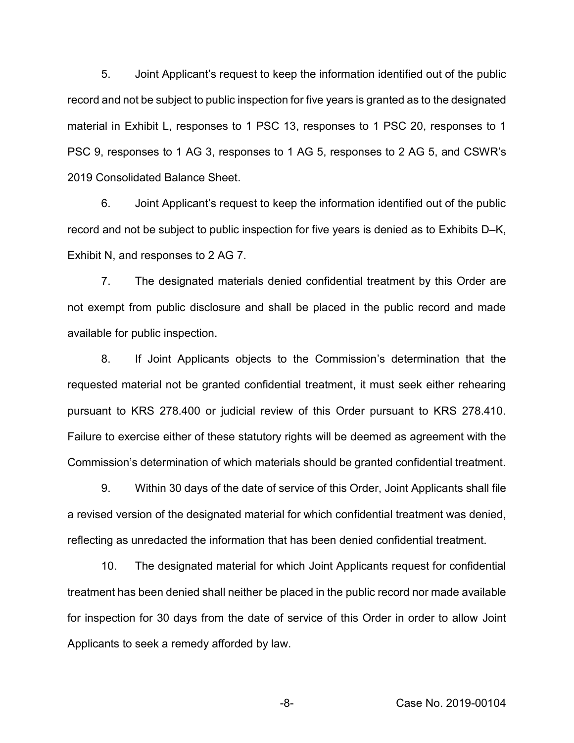5. Joint Applicant's request to keep the information identified out of the public record and not be subject to public inspection for five years is granted as to the designated material in Exhibit L, responses to 1 PSC 13, responses to 1 PSC 20, responses to 1 PSC 9, responses to 1 AG 3, responses to 1 AG 5, responses to 2 AG 5, and CSWR's 2019 Consolidated Balance Sheet.

6. Joint Applicant's request to keep the information identified out of the public record and not be subject to public inspection for five years is denied as to Exhibits D–K, Exhibit N, and responses to 2 AG 7.

7. The designated materials denied confidential treatment by this Order are not exempt from public disclosure and shall be placed in the public record and made available for public inspection.

8. If Joint Applicants objects to the Commission's determination that the requested material not be granted confidential treatment, it must seek either rehearing pursuant to KRS 278.400 or judicial review of this Order pursuant to KRS 278.410. Failure to exercise either of these statutory rights will be deemed as agreement with the Commission's determination of which materials should be granted confidential treatment.

9. Within 30 days of the date of service of this Order, Joint Applicants shall file a revised version of the designated material for which confidential treatment was denied, reflecting as unredacted the information that has been denied confidential treatment.

10. The designated material for which Joint Applicants request for confidential treatment has been denied shall neither be placed in the public record nor made available for inspection for 30 days from the date of service of this Order in order to allow Joint Applicants to seek a remedy afforded by law.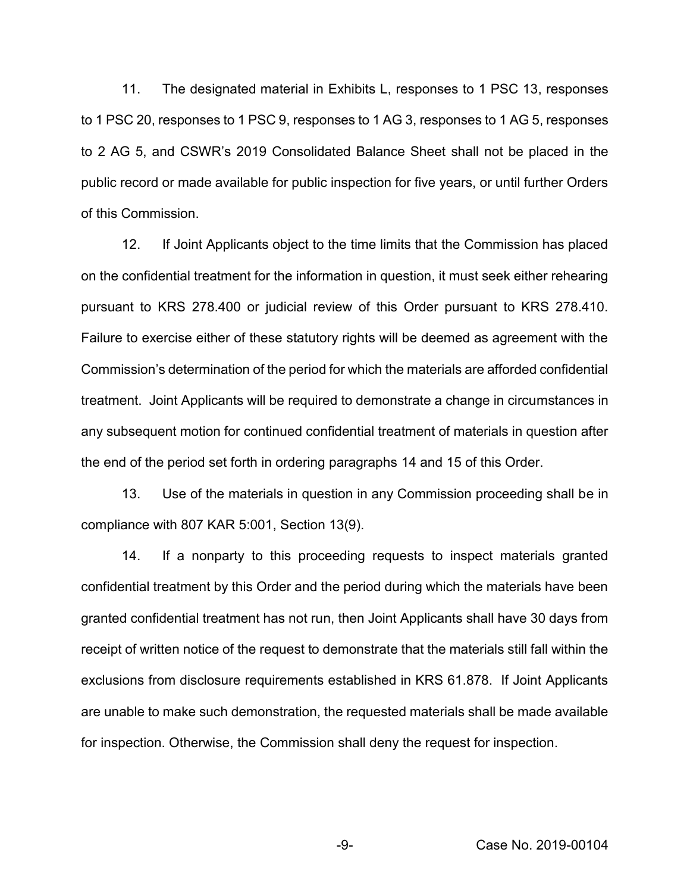11. The designated material in Exhibits L, responses to 1 PSC 13, responses to 1 PSC 20, responses to 1 PSC 9, responses to 1 AG 3, responses to 1 AG 5, responses to 2 AG 5, and CSWR's 2019 Consolidated Balance Sheet shall not be placed in the public record or made available for public inspection for five years, or until further Orders of this Commission.

12. If Joint Applicants object to the time limits that the Commission has placed on the confidential treatment for the information in question, it must seek either rehearing pursuant to KRS 278.400 or judicial review of this Order pursuant to KRS 278.410. Failure to exercise either of these statutory rights will be deemed as agreement with the Commission's determination of the period for which the materials are afforded confidential treatment. Joint Applicants will be required to demonstrate a change in circumstances in any subsequent motion for continued confidential treatment of materials in question after the end of the period set forth in ordering paragraphs 14 and 15 of this Order.

13. Use of the materials in question in any Commission proceeding shall be in compliance with 807 KAR 5:001, Section 13(9).

14. If a nonparty to this proceeding requests to inspect materials granted confidential treatment by this Order and the period during which the materials have been granted confidential treatment has not run, then Joint Applicants shall have 30 days from receipt of written notice of the request to demonstrate that the materials still fall within the exclusions from disclosure requirements established in KRS 61.878. If Joint Applicants are unable to make such demonstration, the requested materials shall be made available for inspection. Otherwise, the Commission shall deny the request for inspection.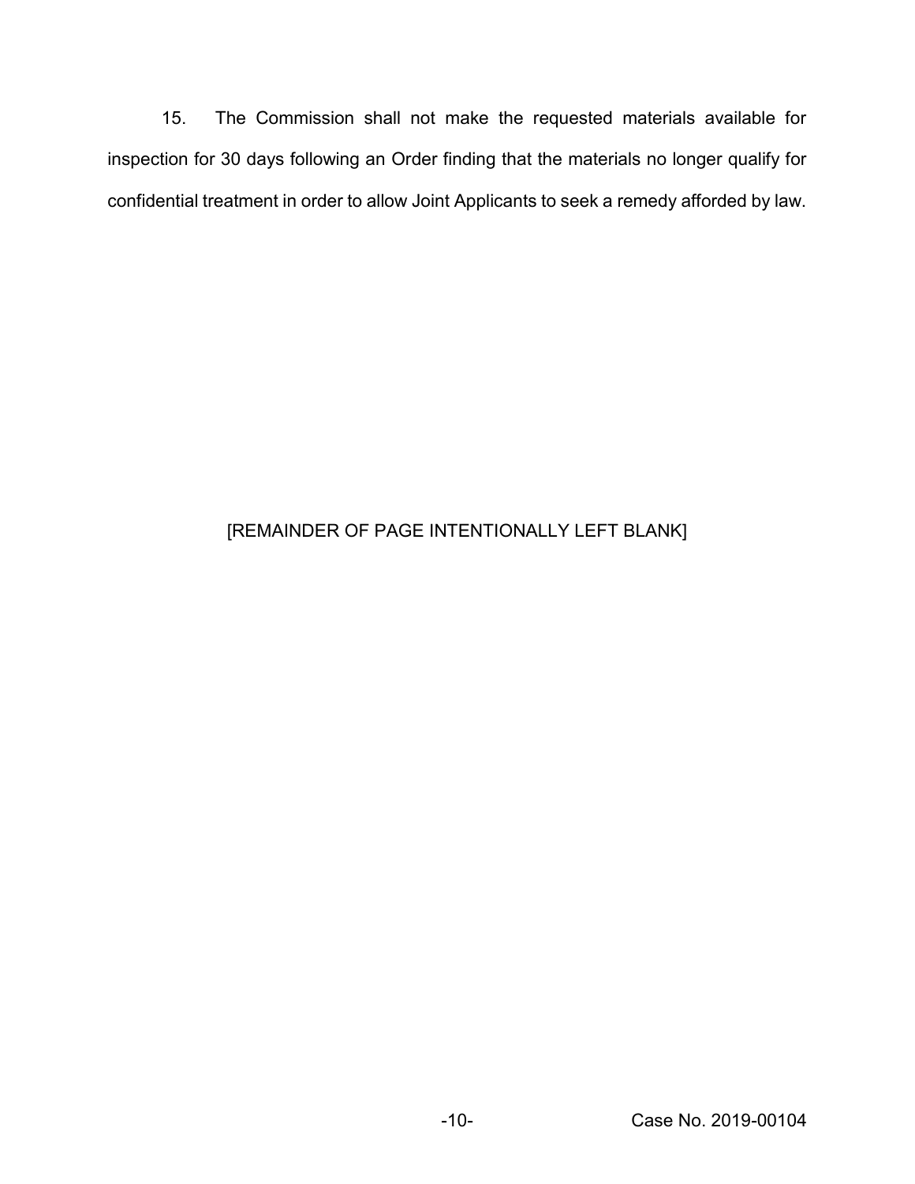15. The Commission shall not make the requested materials available for inspection for 30 days following an Order finding that the materials no longer qualify for confidential treatment in order to allow Joint Applicants to seek a remedy afforded by law.

[REMAINDER OF PAGE INTENTIONALLY LEFT BLANK]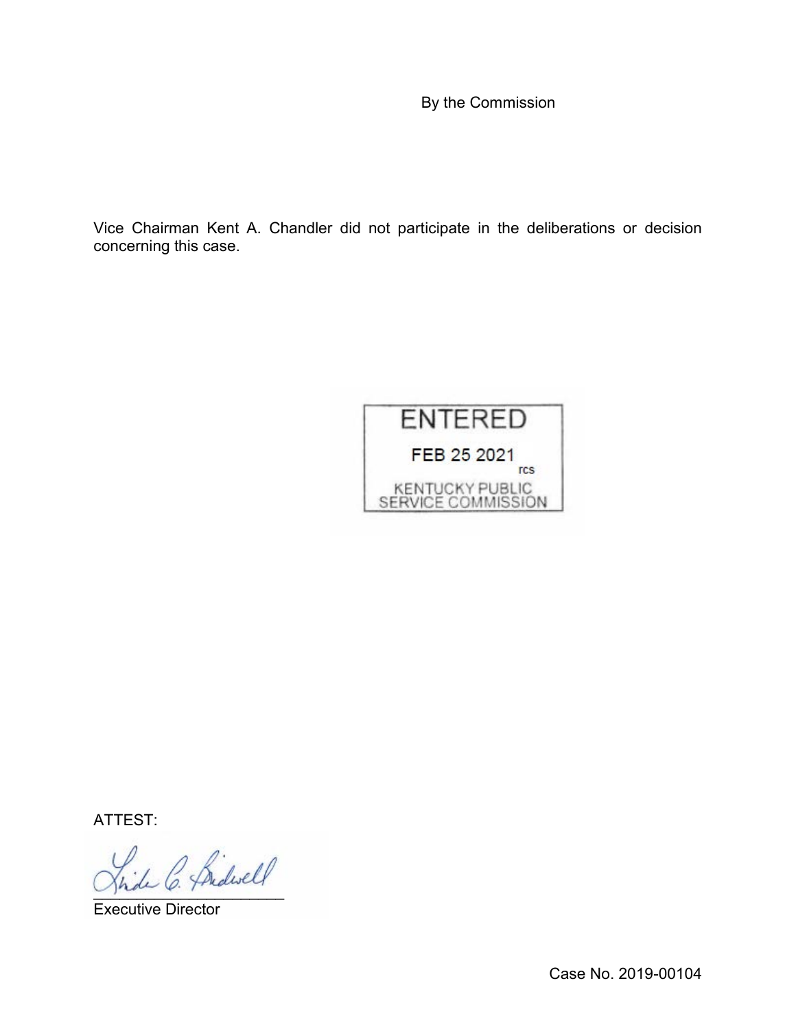By the Commission

Vice Chairman Kent A. Chandler did not participate in the deliberations or decision concerning this case.

ENTERED

FEB 25 2021

rcs

KENTUCKY PUBLIC SERVICE COMMISSION

ATTEST:

Executive Director

Case No. 2019-00104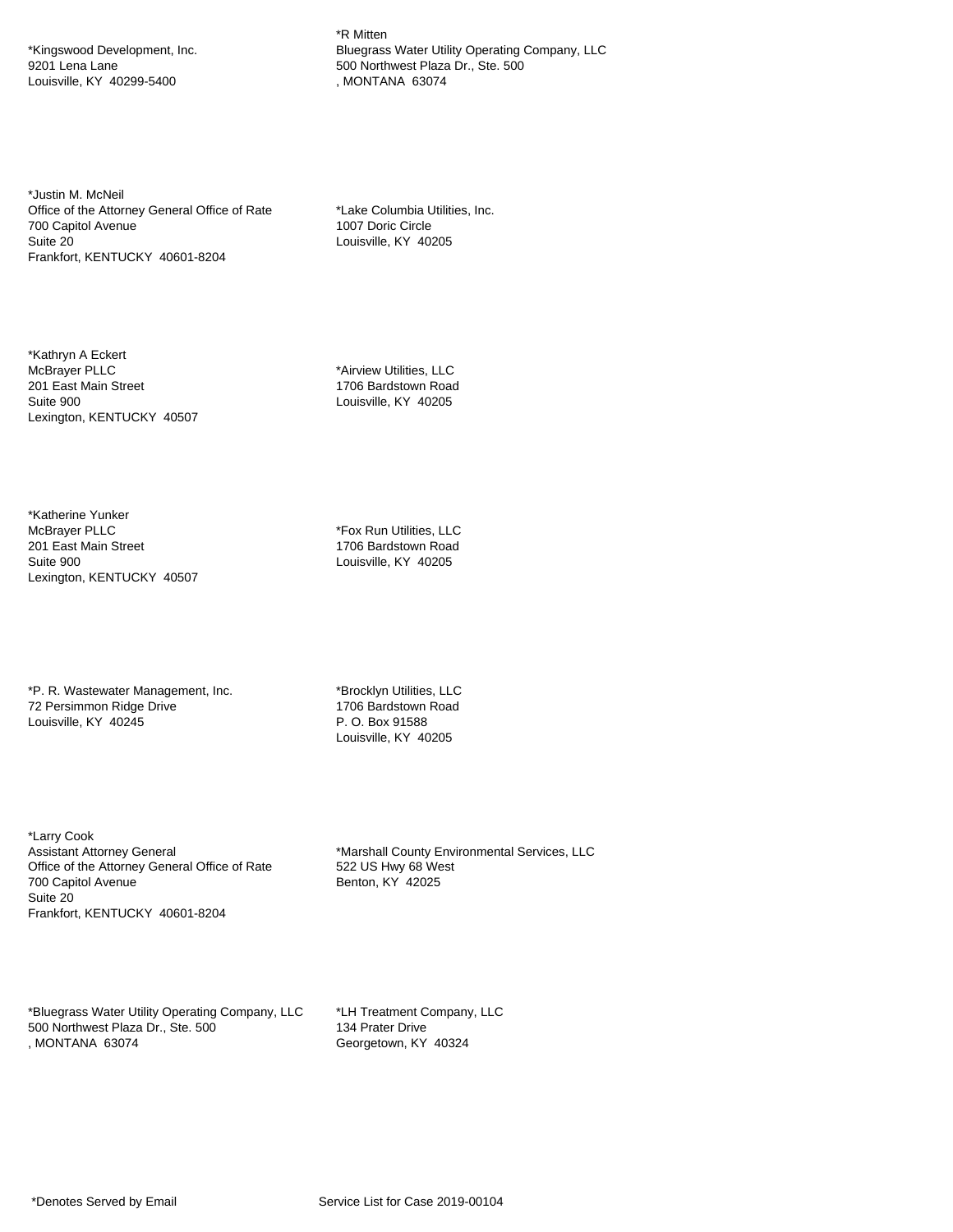*Kingswood Development, Inc.
9201 Lena Lane
Louisville, KY  40299-5400

*R Mitten
Bluegrass Water Utility Operating Company, LLC
500 Northwest Plaza Dr., Ste. 500
, MONTANA  63074

*Justin M. McNeil
Office of the Attorney General Office of Rate
700 Capitol Avenue
Suite 20
Frankfort, KENTUCKY  40601-8204

*Lake Columbia Utilities, Inc.
1007 Doric Circle
Louisville, KY  40205

*Kathryn A Eckert
McBrayer PLLC
201 East Main Street
Suite 900
Lexington, KENTUCKY  40507

*Airview Utilities, LLC
1706 Bardstown Road
Louisville, KY  40205

*Katherine Yunker
McBrayer PLLC
201 East Main Street
Suite 900
Lexington, KENTUCKY  40507

*Fox Run Utilities, LLC
1706 Bardstown Road
Louisville, KY  40205

*P. R. Wastewater Management, Inc.
72 Persimmon Ridge Drive
Louisville, KY  40245

*Brocklyn Utilities, LLC
1706 Bardstown Road
P. O. Box 91588
Louisville, KY  40205

*Larry Cook
Assistant Attorney General
Office of the Attorney General Office of Rate
700 Capitol Avenue
Suite 20
Frankfort, KENTUCKY  40601-8204

*Marshall County Environmental Services, LLC
522 US Hwy 68 West
Benton, KY  42025

*Bluegrass Water Utility Operating Company, LLC
500 Northwest Plaza Dr., Ste. 500
, MONTANA  63074

*LH Treatment Company, LLC
134 Prater Drive
Georgetown, KY  40324

*Denotes Served by Email

Service List for Case 2019-00104